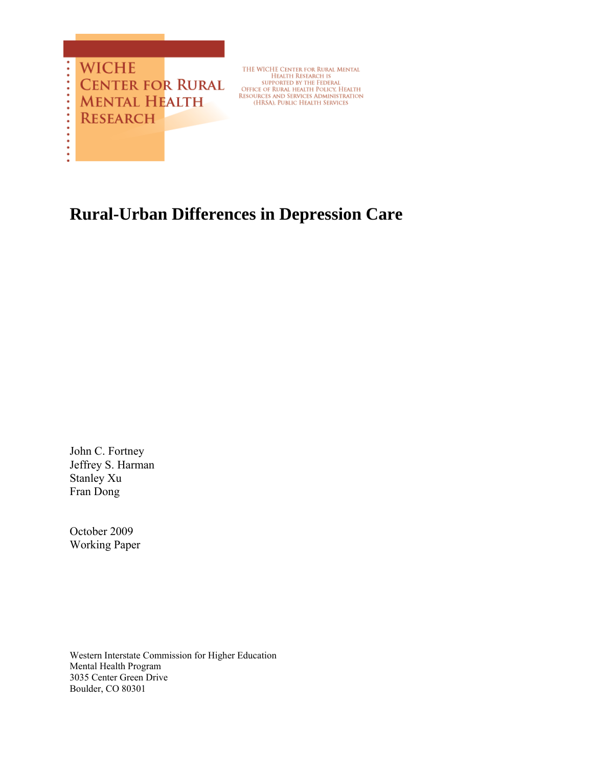WICHE CENTER FOR RURAL MENTAL HEALTH RESEARCH

THE WICHE CENTER FOR RURAL MENTAL HEALTH RESEARCH IS SUPPORTED BY THE FEDERAL OFFICE OF RURAL HEALTH POLICY, HEALTH RESOURCES AND SERVICES ADMINISTRATION (HRSA), PUBLIC HEALTH SERVICES

# Rural-Urban Differences in Depression Care

John C. Fortney
Jeffrey S. Harman
Stanley Xu
Fran Dong

October 2009
Working Paper

Western Interstate Commission for Higher Education
Mental Health Program
3035 Center Green Drive
Boulder, CO 80301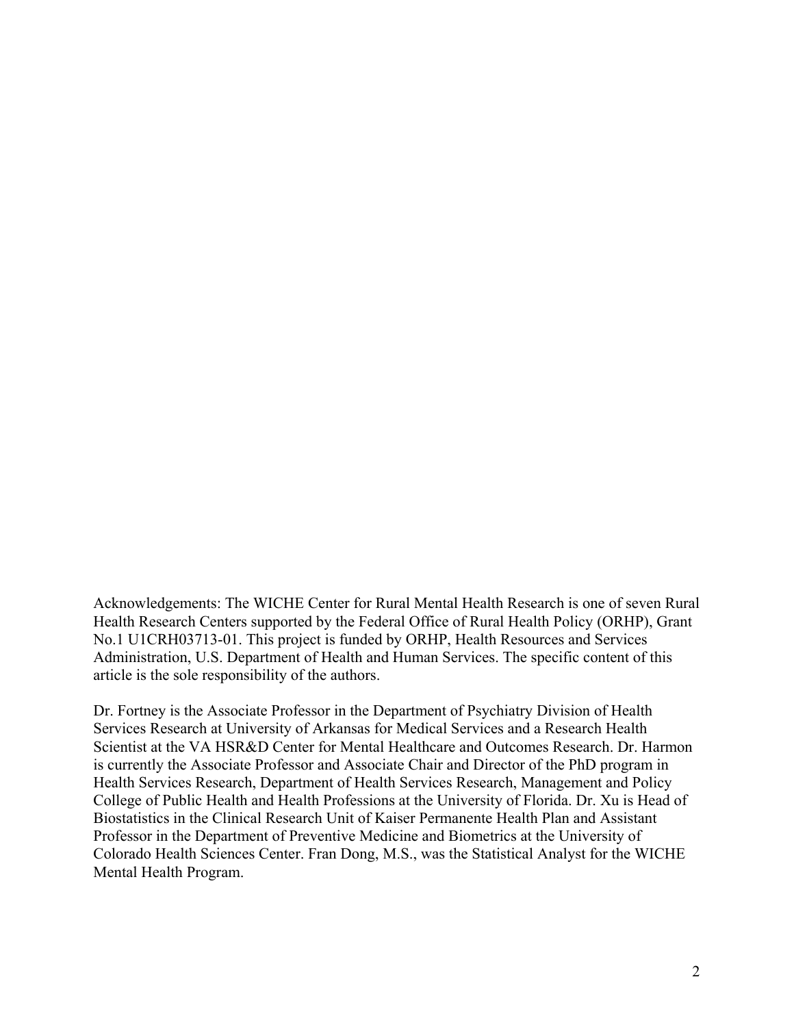Acknowledgements: The WICHE Center for Rural Mental Health Research is one of seven Rural Health Research Centers supported by the Federal Office of Rural Health Policy (ORHP), Grant No.1 U1CRH03713-01. This project is funded by ORHP, Health Resources and Services Administration, U.S. Department of Health and Human Services. The specific content of this article is the sole responsibility of the authors.

Dr. Fortney is the Associate Professor in the Department of Psychiatry Division of Health Services Research at University of Arkansas for Medical Services and a Research Health Scientist at the VA HSR&D Center for Mental Healthcare and Outcomes Research. Dr. Harmon is currently the Associate Professor and Associate Chair and Director of the PhD program in Health Services Research, Department of Health Services Research, Management and Policy College of Public Health and Health Professions at the University of Florida. Dr. Xu is Head of Biostatistics in the Clinical Research Unit of Kaiser Permanente Health Plan and Assistant Professor in the Department of Preventive Medicine and Biometrics at the University of Colorado Health Sciences Center. Fran Dong, M.S., was the Statistical Analyst for the WICHE Mental Health Program.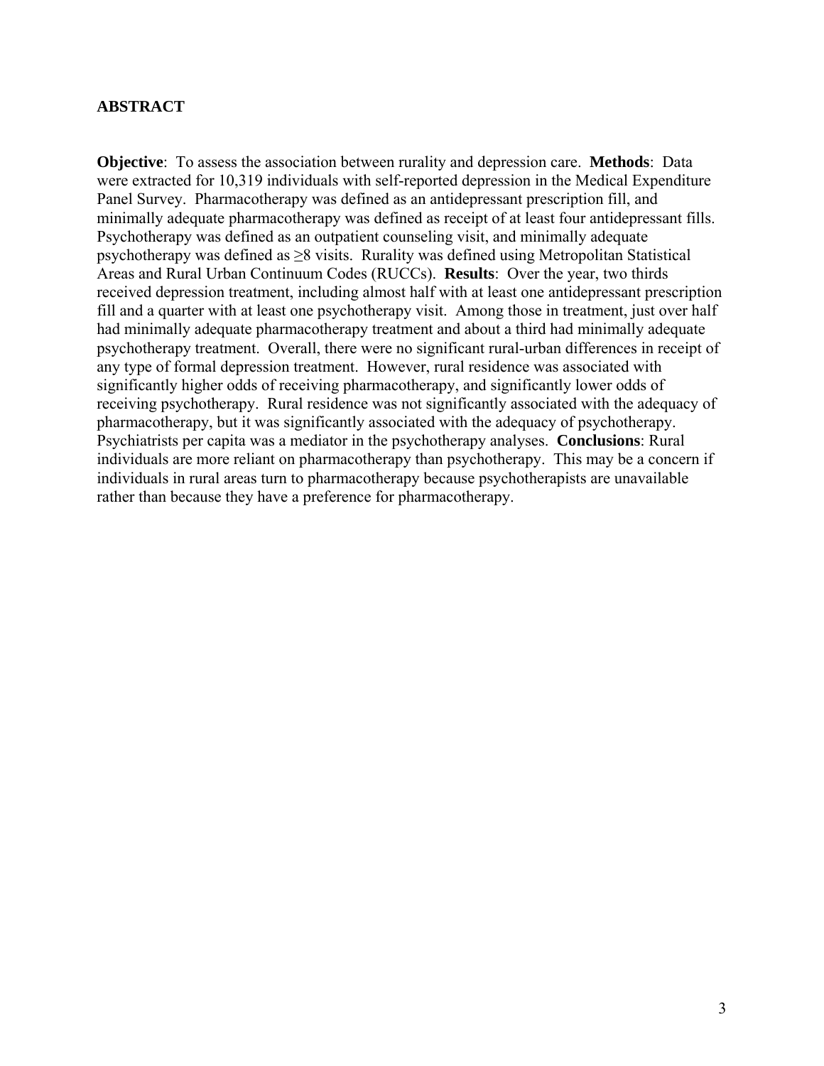## ABSTRACT

**Objective**: To assess the association between rurality and depression care. **Methods**: Data were extracted for 10,319 individuals with self-reported depression in the Medical Expenditure Panel Survey. Pharmacotherapy was defined as an antidepressant prescription fill, and minimally adequate pharmacotherapy was defined as receipt of at least four antidepressant fills. Psychotherapy was defined as an outpatient counseling visit, and minimally adequate psychotherapy was defined as ≥8 visits. Rurality was defined using Metropolitan Statistical Areas and Rural Urban Continuum Codes (RUCCs). **Results**: Over the year, two thirds received depression treatment, including almost half with at least one antidepressant prescription fill and a quarter with at least one psychotherapy visit. Among those in treatment, just over half had minimally adequate pharmacotherapy treatment and about a third had minimally adequate psychotherapy treatment. Overall, there were no significant rural-urban differences in receipt of any type of formal depression treatment. However, rural residence was associated with significantly higher odds of receiving pharmacotherapy, and significantly lower odds of receiving psychotherapy. Rural residence was not significantly associated with the adequacy of pharmacotherapy, but it was significantly associated with the adequacy of psychotherapy. Psychiatrists per capita was a mediator in the psychotherapy analyses. **Conclusions**: Rural individuals are more reliant on pharmacotherapy than psychotherapy. This may be a concern if individuals in rural areas turn to pharmacotherapy because psychotherapists are unavailable rather than because they have a preference for pharmacotherapy.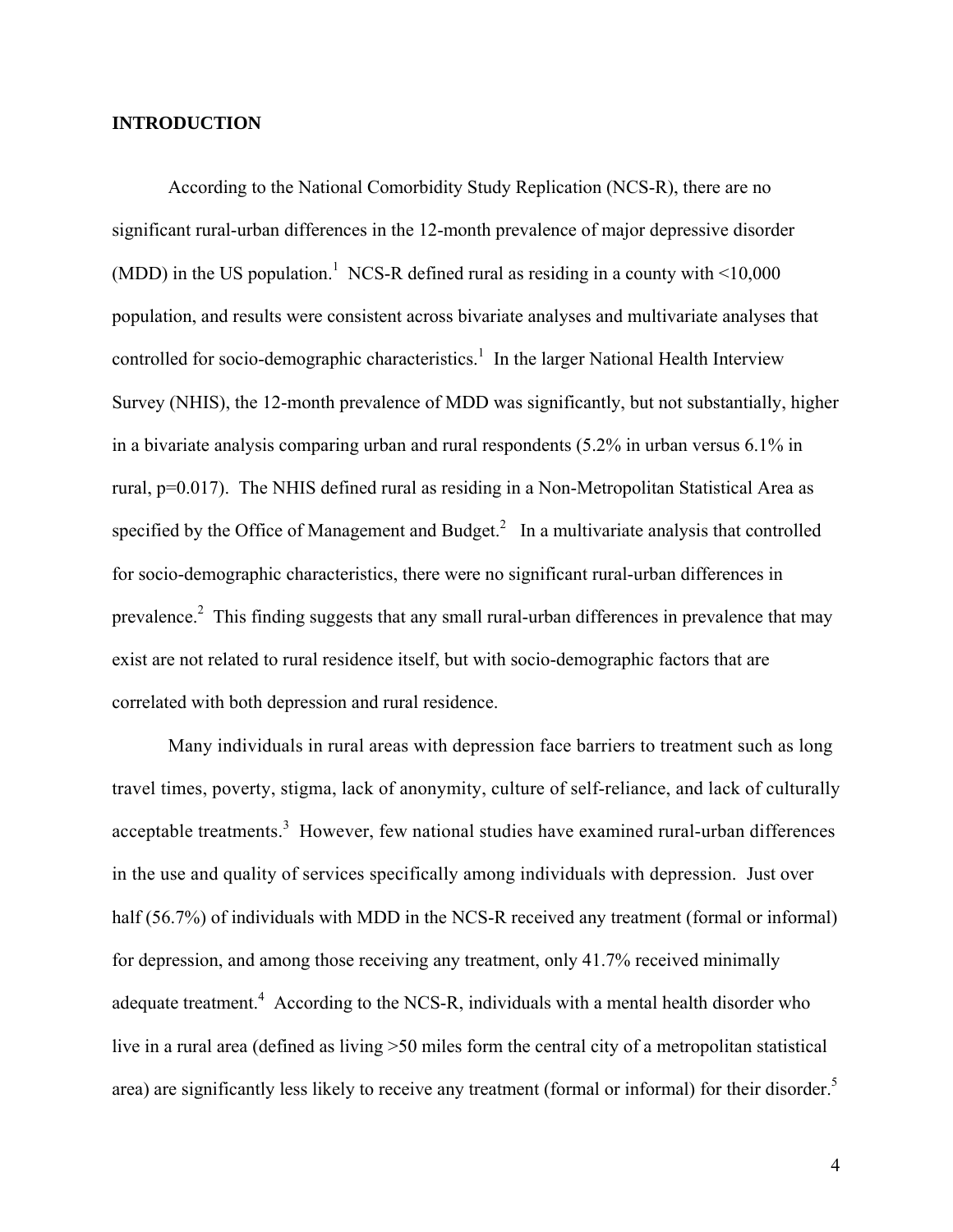## INTRODUCTION

According to the National Comorbidity Study Replication (NCS-R), there are no significant rural-urban differences in the 12-month prevalence of major depressive disorder (MDD) in the US population.[1] NCS-R defined rural as residing in a county with <10,000 population, and results were consistent across bivariate analyses and multivariate analyses that controlled for socio-demographic characteristics.[1] In the larger National Health Interview Survey (NHIS), the 12-month prevalence of MDD was significantly, but not substantially, higher in a bivariate analysis comparing urban and rural respondents (5.2% in urban versus 6.1% in rural, p=0.017). The NHIS defined rural as residing in a Non-Metropolitan Statistical Area as specified by the Office of Management and Budget.[2] In a multivariate analysis that controlled for socio-demographic characteristics, there were no significant rural-urban differences in prevalence.[2] This finding suggests that any small rural-urban differences in prevalence that may exist are not related to rural residence itself, but with socio-demographic factors that are correlated with both depression and rural residence.

Many individuals in rural areas with depression face barriers to treatment such as long travel times, poverty, stigma, lack of anonymity, culture of self-reliance, and lack of culturally acceptable treatments.[3] However, few national studies have examined rural-urban differences in the use and quality of services specifically among individuals with depression. Just over half (56.7%) of individuals with MDD in the NCS-R received any treatment (formal or informal) for depression, and among those receiving any treatment, only 41.7% received minimally adequate treatment.[4] According to the NCS-R, individuals with a mental health disorder who live in a rural area (defined as living >50 miles form the central city of a metropolitan statistical area) are significantly less likely to receive any treatment (formal or informal) for their disorder.[5]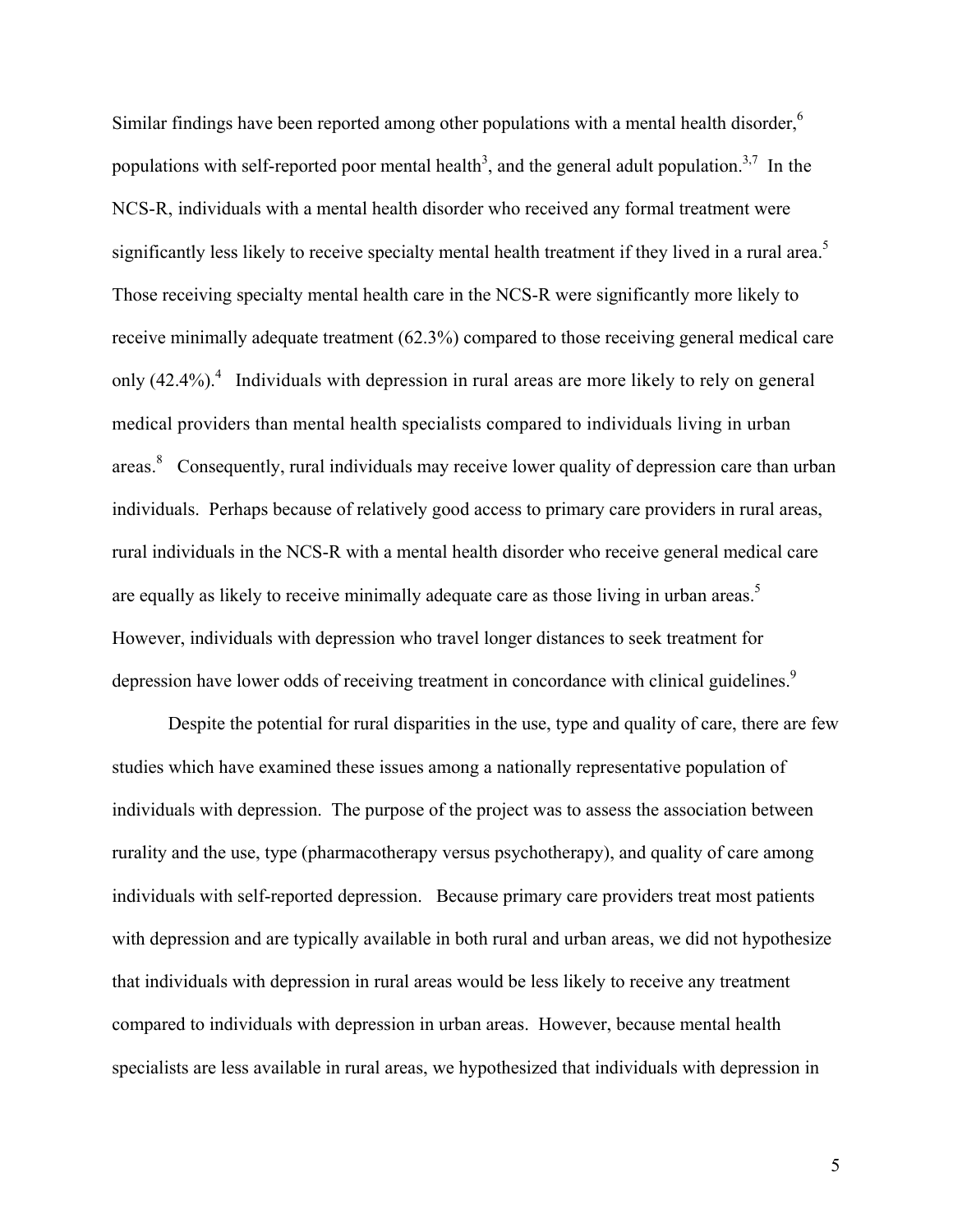Similar findings have been reported among other populations with a mental health disorder,[6] populations with self-reported poor mental health[3], and the general adult population.[3,7] In the NCS-R, individuals with a mental health disorder who received any formal treatment were significantly less likely to receive specialty mental health treatment if they lived in a rural area.[5] Those receiving specialty mental health care in the NCS-R were significantly more likely to receive minimally adequate treatment (62.3%) compared to those receiving general medical care only (42.4%).[4] Individuals with depression in rural areas are more likely to rely on general medical providers than mental health specialists compared to individuals living in urban areas.[8] Consequently, rural individuals may receive lower quality of depression care than urban individuals. Perhaps because of relatively good access to primary care providers in rural areas, rural individuals in the NCS-R with a mental health disorder who receive general medical care are equally as likely to receive minimally adequate care as those living in urban areas.[5] However, individuals with depression who travel longer distances to seek treatment for depression have lower odds of receiving treatment in concordance with clinical guidelines.[9]

Despite the potential for rural disparities in the use, type and quality of care, there are few studies which have examined these issues among a nationally representative population of individuals with depression. The purpose of the project was to assess the association between rurality and the use, type (pharmacotherapy versus psychotherapy), and quality of care among individuals with self-reported depression. Because primary care providers treat most patients with depression and are typically available in both rural and urban areas, we did not hypothesize that individuals with depression in rural areas would be less likely to receive any treatment compared to individuals with depression in urban areas. However, because mental health specialists are less available in rural areas, we hypothesized that individuals with depression in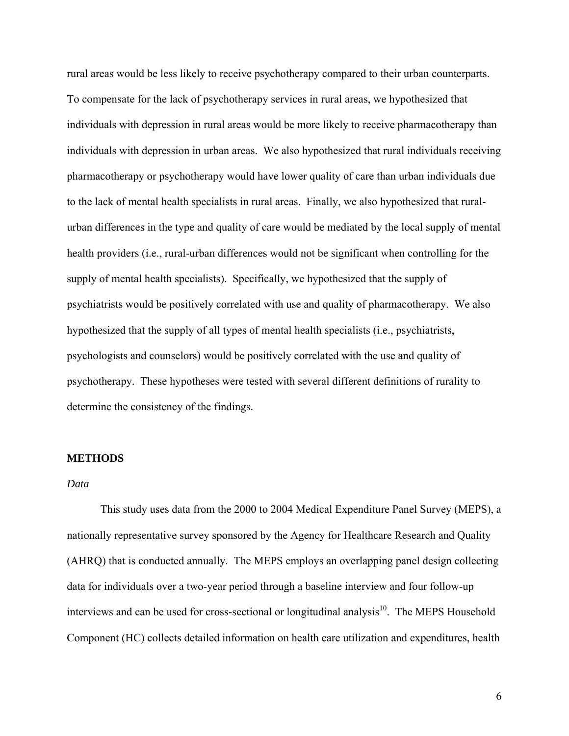rural areas would be less likely to receive psychotherapy compared to their urban counterparts. To compensate for the lack of psychotherapy services in rural areas, we hypothesized that individuals with depression in rural areas would be more likely to receive pharmacotherapy than individuals with depression in urban areas. We also hypothesized that rural individuals receiving pharmacotherapy or psychotherapy would have lower quality of care than urban individuals due to the lack of mental health specialists in rural areas. Finally, we also hypothesized that rural-urban differences in the type and quality of care would be mediated by the local supply of mental health providers (i.e., rural-urban differences would not be significant when controlling for the supply of mental health specialists). Specifically, we hypothesized that the supply of psychiatrists would be positively correlated with use and quality of pharmacotherapy. We also hypothesized that the supply of all types of mental health specialists (i.e., psychiatrists, psychologists and counselors) would be positively correlated with the use and quality of psychotherapy. These hypotheses were tested with several different definitions of rurality to determine the consistency of the findings.

## METHODS

### *Data*

This study uses data from the 2000 to 2004 Medical Expenditure Panel Survey (MEPS), a nationally representative survey sponsored by the Agency for Healthcare Research and Quality (AHRQ) that is conducted annually. The MEPS employs an overlapping panel design collecting data for individuals over a two-year period through a baseline interview and four follow-up interviews and can be used for cross-sectional or longitudinal analysis[10]. The MEPS Household Component (HC) collects detailed information on health care utilization and expenditures, health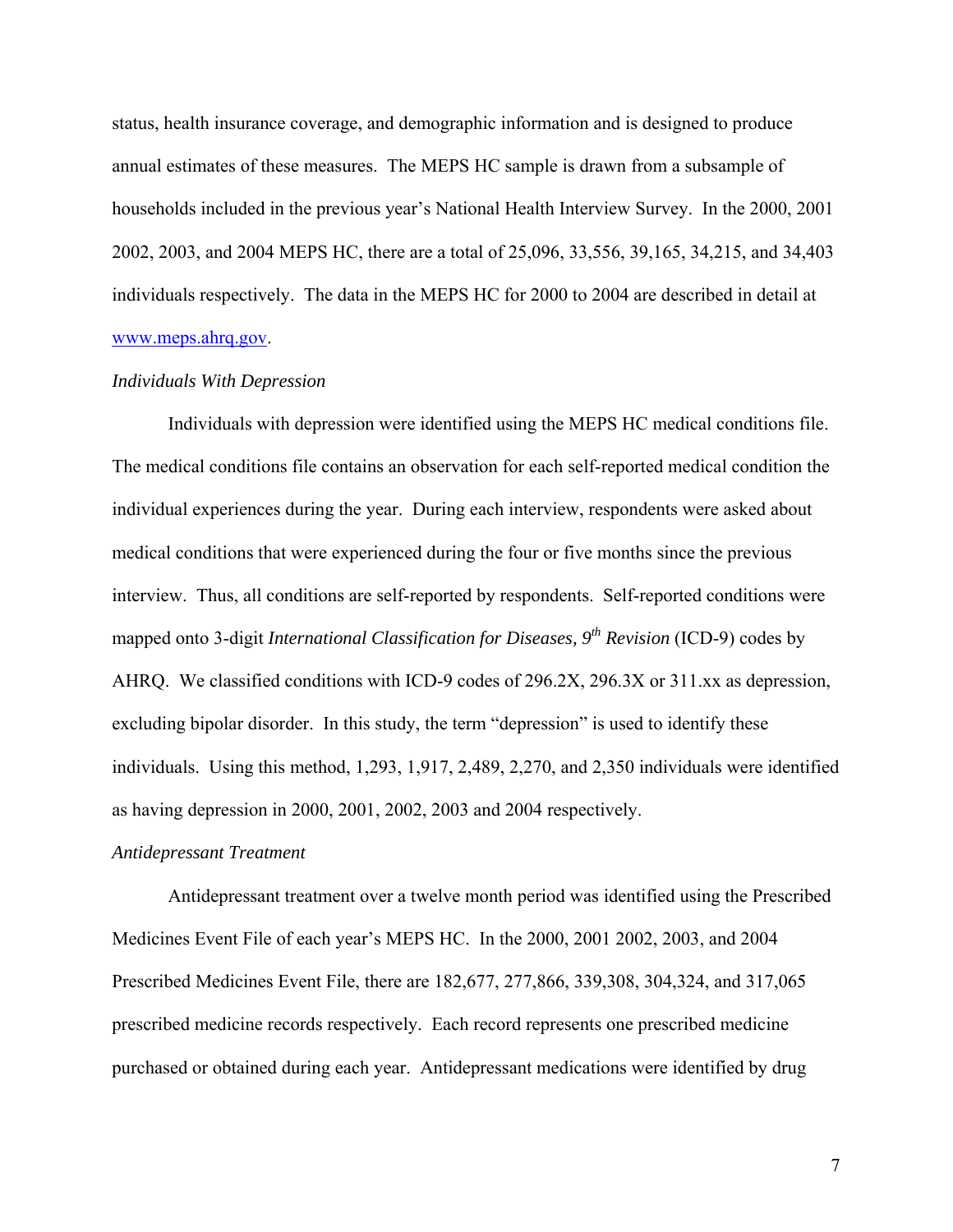status, health insurance coverage, and demographic information and is designed to produce annual estimates of these measures. The MEPS HC sample is drawn from a subsample of households included in the previous year's National Health Interview Survey. In the 2000, 2001 2002, 2003, and 2004 MEPS HC, there are a total of 25,096, 33,556, 39,165, 34,215, and 34,403 individuals respectively. The data in the MEPS HC for 2000 to 2004 are described in detail at www.meps.ahrq.gov.

*Individuals With Depression*

Individuals with depression were identified using the MEPS HC medical conditions file. The medical conditions file contains an observation for each self-reported medical condition the individual experiences during the year. During each interview, respondents were asked about medical conditions that were experienced during the four or five months since the previous interview. Thus, all conditions are self-reported by respondents. Self-reported conditions were mapped onto 3-digit *International Classification for Diseases, 9th Revision* (ICD-9) codes by AHRQ. We classified conditions with ICD-9 codes of 296.2X, 296.3X or 311.xx as depression, excluding bipolar disorder. In this study, the term "depression" is used to identify these individuals. Using this method, 1,293, 1,917, 2,489, 2,270, and 2,350 individuals were identified as having depression in 2000, 2001, 2002, 2003 and 2004 respectively.

*Antidepressant Treatment*

Antidepressant treatment over a twelve month period was identified using the Prescribed Medicines Event File of each year's MEPS HC. In the 2000, 2001 2002, 2003, and 2004 Prescribed Medicines Event File, there are 182,677, 277,866, 339,308, 304,324, and 317,065 prescribed medicine records respectively. Each record represents one prescribed medicine purchased or obtained during each year. Antidepressant medications were identified by drug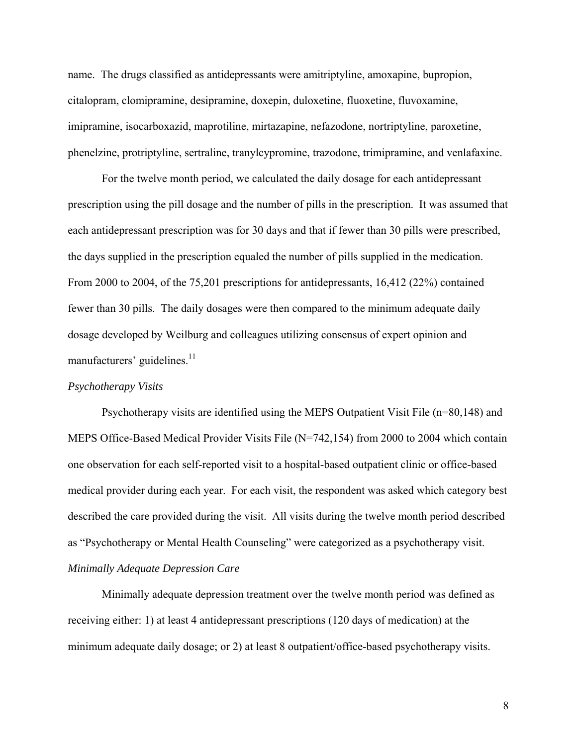name. The drugs classified as antidepressants were amitriptyline, amoxapine, bupropion, citalopram, clomipramine, desipramine, doxepin, duloxetine, fluoxetine, fluvoxamine, imipramine, isocarboxazid, maprotiline, mirtazapine, nefazodone, nortriptyline, paroxetine, phenelzine, protriptyline, sertraline, tranylcypromine, trazodone, trimipramine, and venlafaxine.

For the twelve month period, we calculated the daily dosage for each antidepressant prescription using the pill dosage and the number of pills in the prescription. It was assumed that each antidepressant prescription was for 30 days and that if fewer than 30 pills were prescribed, the days supplied in the prescription equaled the number of pills supplied in the medication. From 2000 to 2004, of the 75,201 prescriptions for antidepressants, 16,412 (22%) contained fewer than 30 pills. The daily dosages were then compared to the minimum adequate daily dosage developed by Weilburg and colleagues utilizing consensus of expert opinion and manufacturers' guidelines.[11]

*Psychotherapy Visits*

Psychotherapy visits are identified using the MEPS Outpatient Visit File (n=80,148) and MEPS Office-Based Medical Provider Visits File (N=742,154) from 2000 to 2004 which contain one observation for each self-reported visit to a hospital-based outpatient clinic or office-based medical provider during each year. For each visit, the respondent was asked which category best described the care provided during the visit. All visits during the twelve month period described as "Psychotherapy or Mental Health Counseling" were categorized as a psychotherapy visit.

*Minimally Adequate Depression Care*

Minimally adequate depression treatment over the twelve month period was defined as receiving either: 1) at least 4 antidepressant prescriptions (120 days of medication) at the minimum adequate daily dosage; or 2) at least 8 outpatient/office-based psychotherapy visits.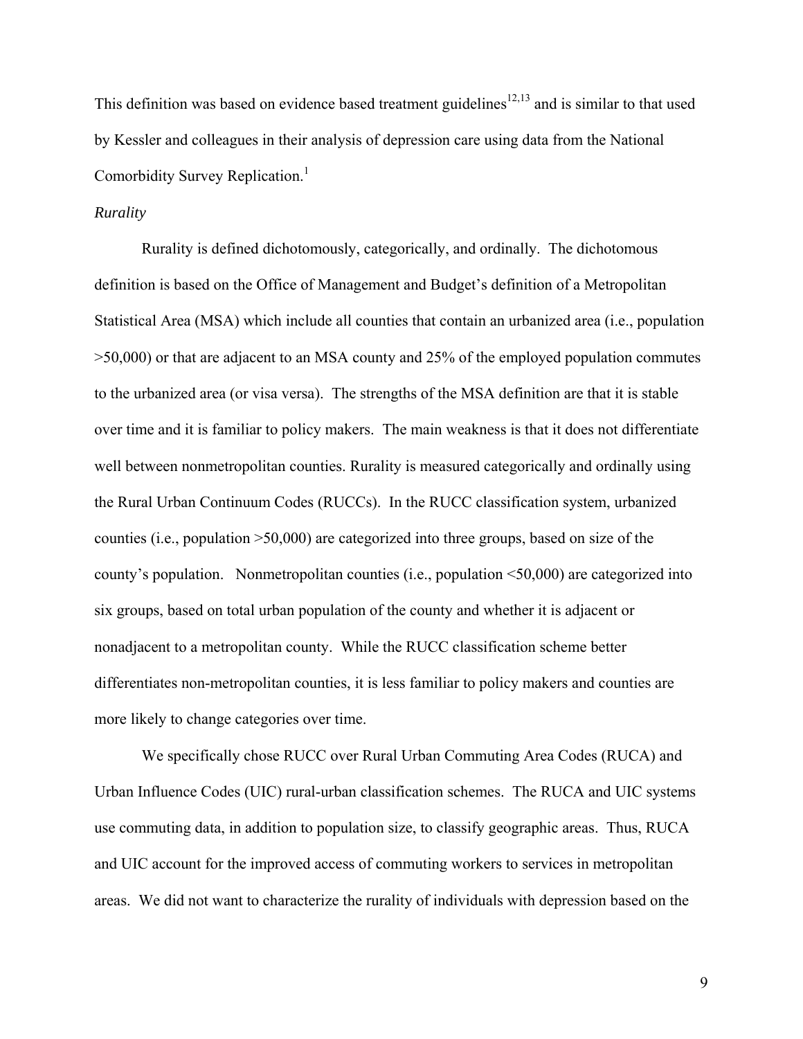This definition was based on evidence based treatment guidelines[12,13] and is similar to that used by Kessler and colleagues in their analysis of depression care using data from the National Comorbidity Survey Replication.[1]

*Rurality*

Rurality is defined dichotomously, categorically, and ordinally. The dichotomous definition is based on the Office of Management and Budget's definition of a Metropolitan Statistical Area (MSA) which include all counties that contain an urbanized area (i.e., population >50,000) or that are adjacent to an MSA county and 25% of the employed population commutes to the urbanized area (or visa versa). The strengths of the MSA definition are that it is stable over time and it is familiar to policy makers. The main weakness is that it does not differentiate well between nonmetropolitan counties. Rurality is measured categorically and ordinally using the Rural Urban Continuum Codes (RUCCs). In the RUCC classification system, urbanized counties (i.e., population >50,000) are categorized into three groups, based on size of the county's population. Nonmetropolitan counties (i.e., population <50,000) are categorized into six groups, based on total urban population of the county and whether it is adjacent or nonadjacent to a metropolitan county. While the RUCC classification scheme better differentiates non-metropolitan counties, it is less familiar to policy makers and counties are more likely to change categories over time.

We specifically chose RUCC over Rural Urban Commuting Area Codes (RUCA) and Urban Influence Codes (UIC) rural-urban classification schemes. The RUCA and UIC systems use commuting data, in addition to population size, to classify geographic areas. Thus, RUCA and UIC account for the improved access of commuting workers to services in metropolitan areas. We did not want to characterize the rurality of individuals with depression based on the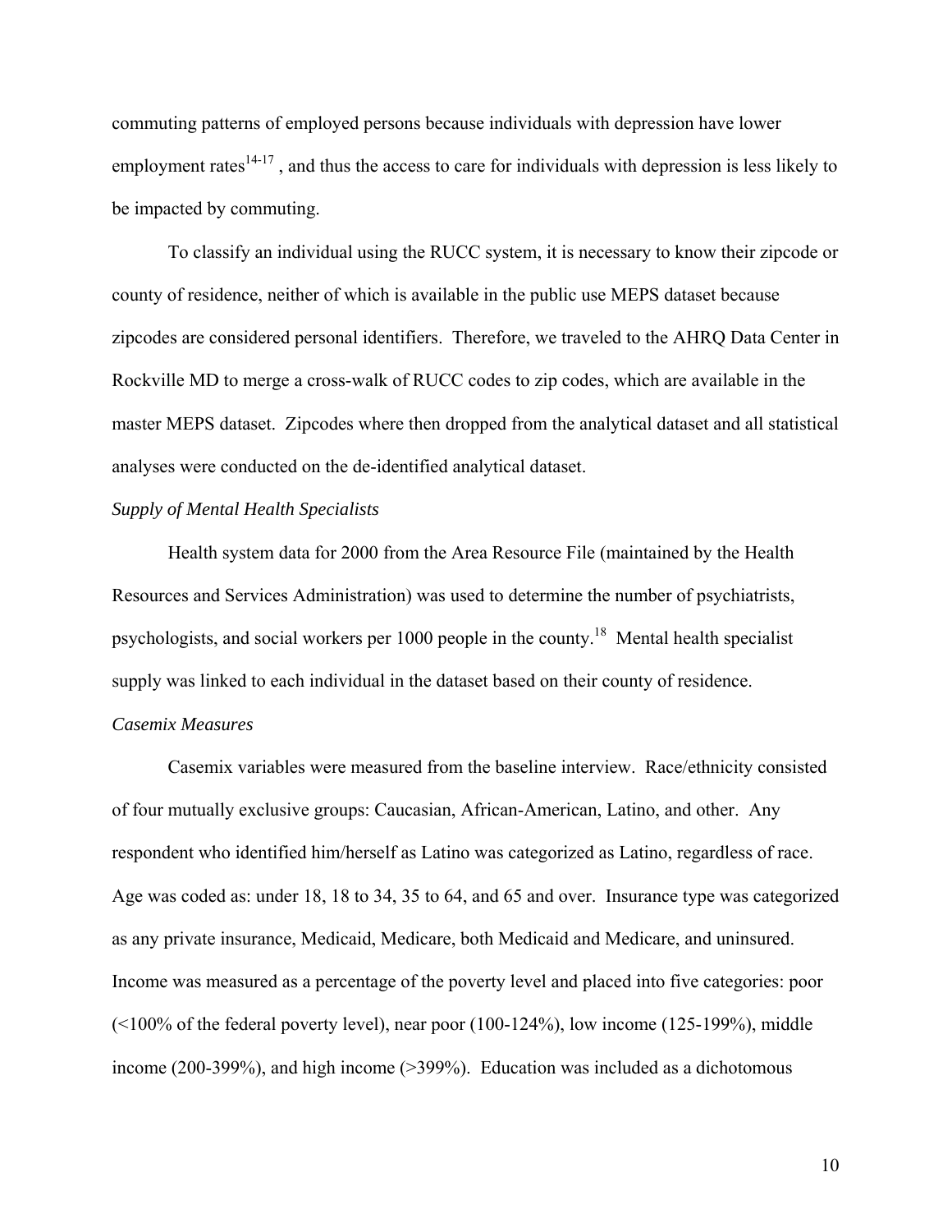commuting patterns of employed persons because individuals with depression have lower employment rates[14-17] , and thus the access to care for individuals with depression is less likely to be impacted by commuting.

To classify an individual using the RUCC system, it is necessary to know their zipcode or county of residence, neither of which is available in the public use MEPS dataset because zipcodes are considered personal identifiers. Therefore, we traveled to the AHRQ Data Center in Rockville MD to merge a cross-walk of RUCC codes to zip codes, which are available in the master MEPS dataset. Zipcodes where then dropped from the analytical dataset and all statistical analyses were conducted on the de-identified analytical dataset.

*Supply of Mental Health Specialists*

Health system data for 2000 from the Area Resource File (maintained by the Health Resources and Services Administration) was used to determine the number of psychiatrists, psychologists, and social workers per 1000 people in the county.[18] Mental health specialist supply was linked to each individual in the dataset based on their county of residence.

*Casemix Measures*

Casemix variables were measured from the baseline interview. Race/ethnicity consisted of four mutually exclusive groups: Caucasian, African-American, Latino, and other. Any respondent who identified him/herself as Latino was categorized as Latino, regardless of race. Age was coded as: under 18, 18 to 34, 35 to 64, and 65 and over. Insurance type was categorized as any private insurance, Medicaid, Medicare, both Medicaid and Medicare, and uninsured. Income was measured as a percentage of the poverty level and placed into five categories: poor (<100% of the federal poverty level), near poor (100-124%), low income (125-199%), middle income (200-399%), and high income (>399%). Education was included as a dichotomous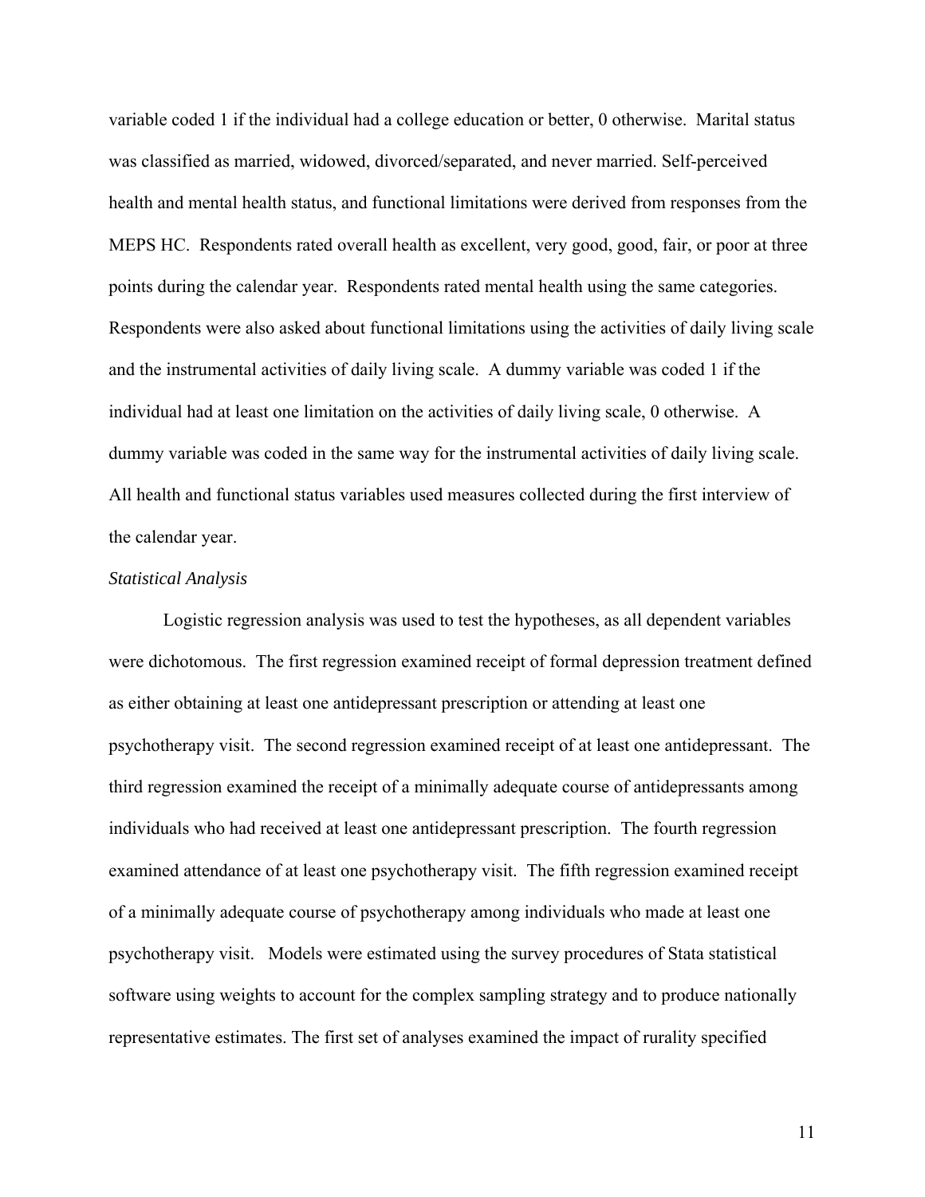variable coded 1 if the individual had a college education or better, 0 otherwise. Marital status was classified as married, widowed, divorced/separated, and never married. Self-perceived health and mental health status, and functional limitations were derived from responses from the MEPS HC. Respondents rated overall health as excellent, very good, good, fair, or poor at three points during the calendar year. Respondents rated mental health using the same categories. Respondents were also asked about functional limitations using the activities of daily living scale and the instrumental activities of daily living scale. A dummy variable was coded 1 if the individual had at least one limitation on the activities of daily living scale, 0 otherwise. A dummy variable was coded in the same way for the instrumental activities of daily living scale. All health and functional status variables used measures collected during the first interview of the calendar year.

*Statistical Analysis*

Logistic regression analysis was used to test the hypotheses, as all dependent variables were dichotomous. The first regression examined receipt of formal depression treatment defined as either obtaining at least one antidepressant prescription or attending at least one psychotherapy visit. The second regression examined receipt of at least one antidepressant. The third regression examined the receipt of a minimally adequate course of antidepressants among individuals who had received at least one antidepressant prescription. The fourth regression examined attendance of at least one psychotherapy visit. The fifth regression examined receipt of a minimally adequate course of psychotherapy among individuals who made at least one psychotherapy visit. Models were estimated using the survey procedures of Stata statistical software using weights to account for the complex sampling strategy and to produce nationally representative estimates. The first set of analyses examined the impact of rurality specified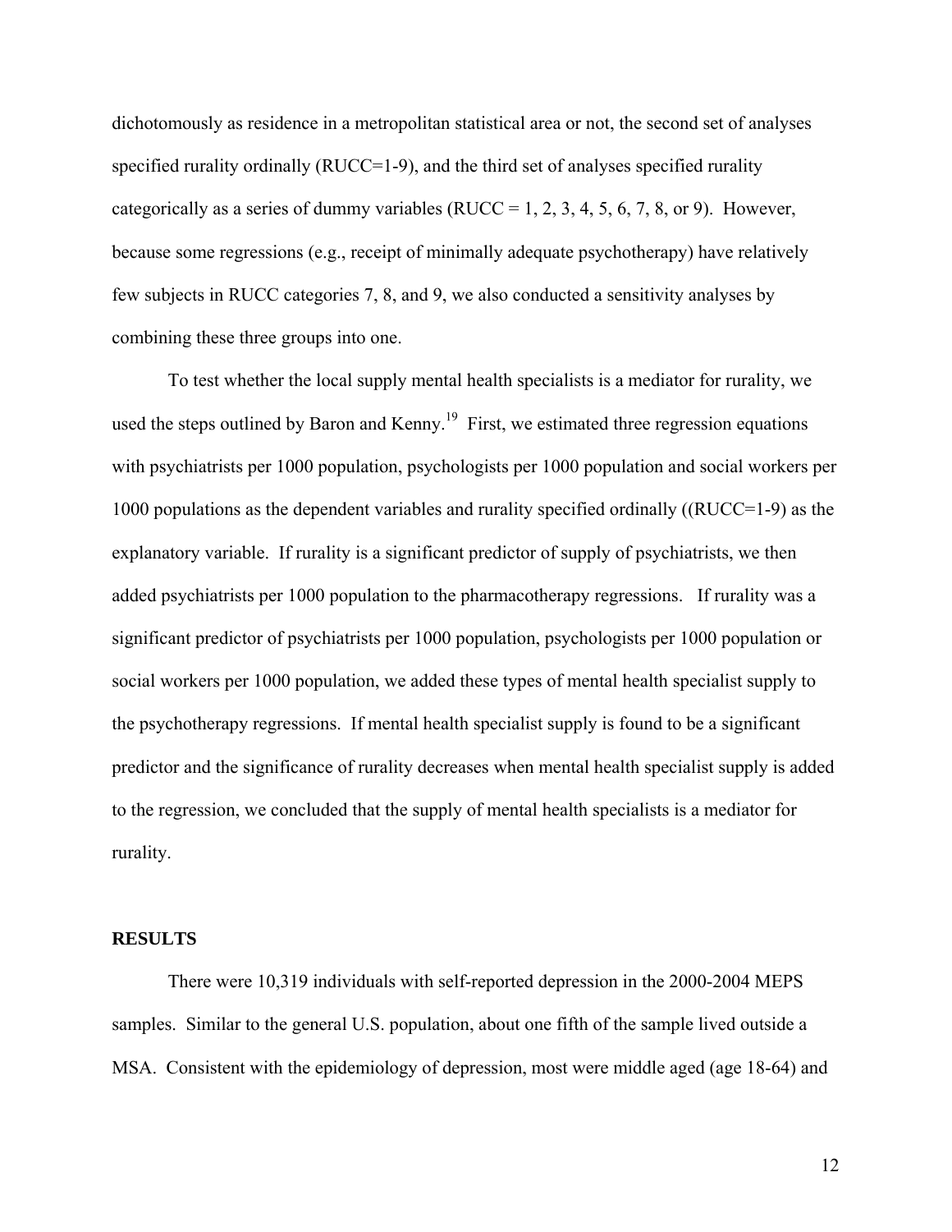dichotomously as residence in a metropolitan statistical area or not, the second set of analyses specified rurality ordinally (RUCC=1-9), and the third set of analyses specified rurality categorically as a series of dummy variables (RUCC = 1, 2, 3, 4, 5, 6, 7, 8, or 9). However, because some regressions (e.g., receipt of minimally adequate psychotherapy) have relatively few subjects in RUCC categories 7, 8, and 9, we also conducted a sensitivity analyses by combining these three groups into one.

To test whether the local supply mental health specialists is a mediator for rurality, we used the steps outlined by Baron and Kenny.[19] First, we estimated three regression equations with psychiatrists per 1000 population, psychologists per 1000 population and social workers per 1000 populations as the dependent variables and rurality specified ordinally ((RUCC=1-9) as the explanatory variable. If rurality is a significant predictor of supply of psychiatrists, we then added psychiatrists per 1000 population to the pharmacotherapy regressions. If rurality was a significant predictor of psychiatrists per 1000 population, psychologists per 1000 population or social workers per 1000 population, we added these types of mental health specialist supply to the psychotherapy regressions. If mental health specialist supply is found to be a significant predictor and the significance of rurality decreases when mental health specialist supply is added to the regression, we concluded that the supply of mental health specialists is a mediator for rurality.

## RESULTS

There were 10,319 individuals with self-reported depression in the 2000-2004 MEPS samples. Similar to the general U.S. population, about one fifth of the sample lived outside a MSA. Consistent with the epidemiology of depression, most were middle aged (age 18-64) and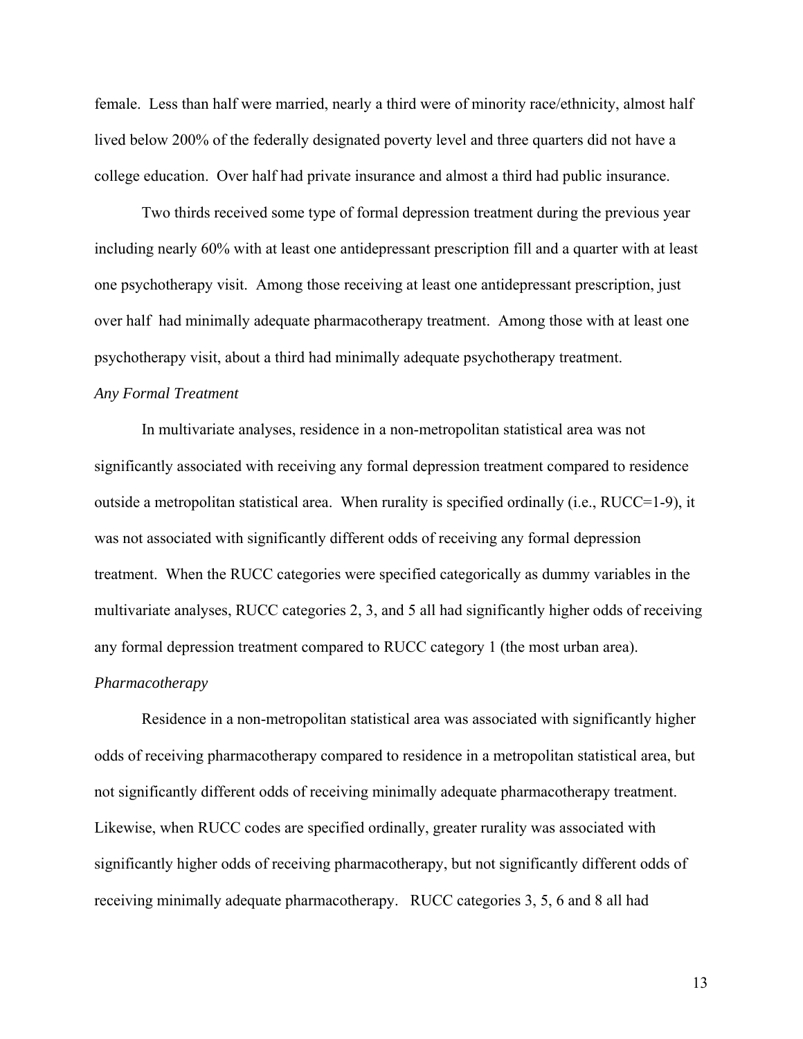female. Less than half were married, nearly a third were of minority race/ethnicity, almost half lived below 200% of the federally designated poverty level and three quarters did not have a college education. Over half had private insurance and almost a third had public insurance.

Two thirds received some type of formal depression treatment during the previous year including nearly 60% with at least one antidepressant prescription fill and a quarter with at least one psychotherapy visit. Among those receiving at least one antidepressant prescription, just over half had minimally adequate pharmacotherapy treatment. Among those with at least one psychotherapy visit, about a third had minimally adequate psychotherapy treatment.

*Any Formal Treatment*

In multivariate analyses, residence in a non-metropolitan statistical area was not significantly associated with receiving any formal depression treatment compared to residence outside a metropolitan statistical area. When rurality is specified ordinally (i.e., RUCC=1-9), it was not associated with significantly different odds of receiving any formal depression treatment. When the RUCC categories were specified categorically as dummy variables in the multivariate analyses, RUCC categories 2, 3, and 5 all had significantly higher odds of receiving any formal depression treatment compared to RUCC category 1 (the most urban area).

*Pharmacotherapy*

Residence in a non-metropolitan statistical area was associated with significantly higher odds of receiving pharmacotherapy compared to residence in a metropolitan statistical area, but not significantly different odds of receiving minimally adequate pharmacotherapy treatment. Likewise, when RUCC codes are specified ordinally, greater rurality was associated with significantly higher odds of receiving pharmacotherapy, but not significantly different odds of receiving minimally adequate pharmacotherapy. RUCC categories 3, 5, 6 and 8 all had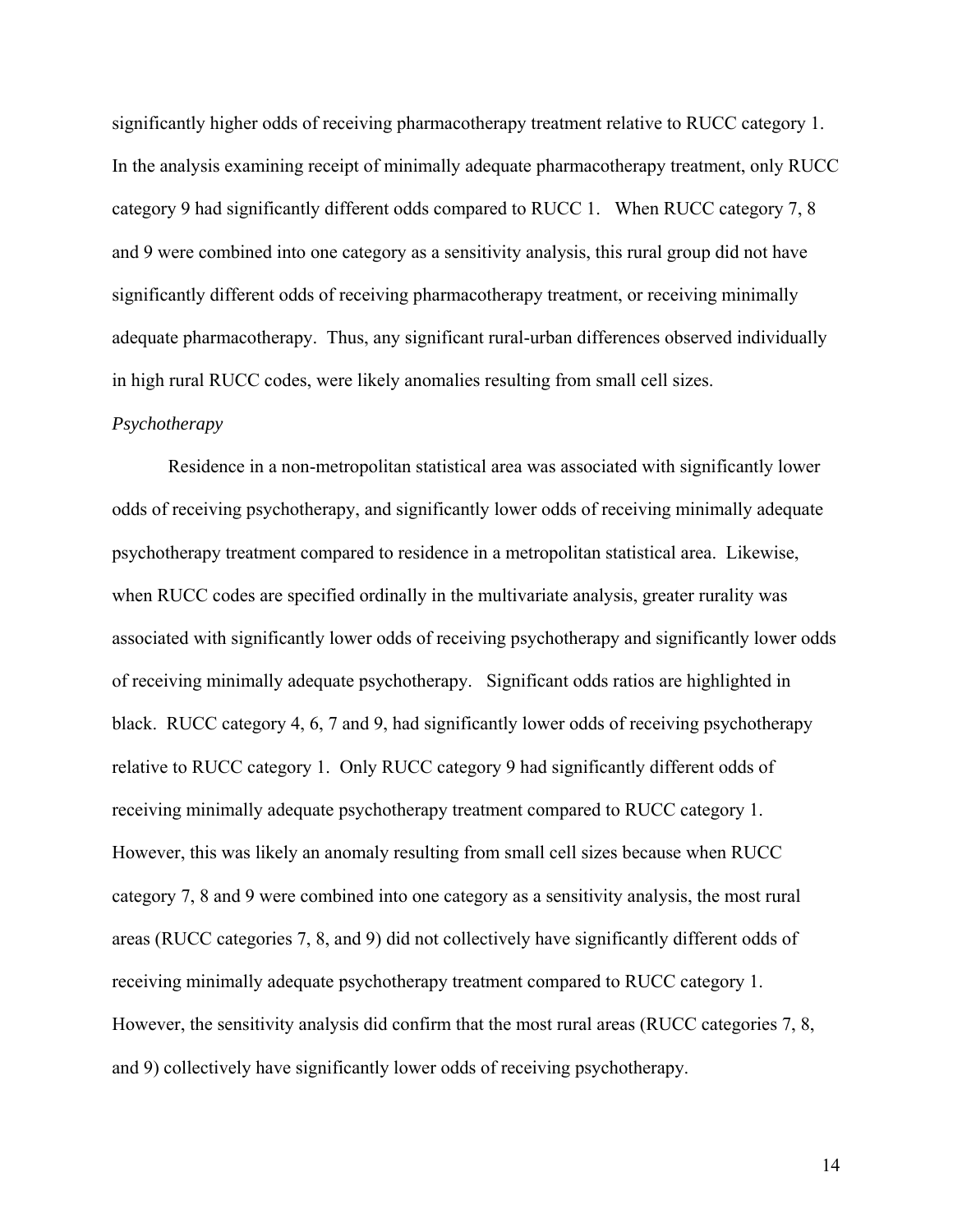significantly higher odds of receiving pharmacotherapy treatment relative to RUCC category 1. In the analysis examining receipt of minimally adequate pharmacotherapy treatment, only RUCC category 9 had significantly different odds compared to RUCC 1. When RUCC category 7, 8 and 9 were combined into one category as a sensitivity analysis, this rural group did not have significantly different odds of receiving pharmacotherapy treatment, or receiving minimally adequate pharmacotherapy. Thus, any significant rural-urban differences observed individually in high rural RUCC codes, were likely anomalies resulting from small cell sizes.

*Psychotherapy*

Residence in a non-metropolitan statistical area was associated with significantly lower odds of receiving psychotherapy, and significantly lower odds of receiving minimally adequate psychotherapy treatment compared to residence in a metropolitan statistical area. Likewise, when RUCC codes are specified ordinally in the multivariate analysis, greater rurality was associated with significantly lower odds of receiving psychotherapy and significantly lower odds of receiving minimally adequate psychotherapy. Significant odds ratios are highlighted in black. RUCC category 4, 6, 7 and 9, had significantly lower odds of receiving psychotherapy relative to RUCC category 1. Only RUCC category 9 had significantly different odds of receiving minimally adequate psychotherapy treatment compared to RUCC category 1. However, this was likely an anomaly resulting from small cell sizes because when RUCC category 7, 8 and 9 were combined into one category as a sensitivity analysis, the most rural areas (RUCC categories 7, 8, and 9) did not collectively have significantly different odds of receiving minimally adequate psychotherapy treatment compared to RUCC category 1. However, the sensitivity analysis did confirm that the most rural areas (RUCC categories 7, 8, and 9) collectively have significantly lower odds of receiving psychotherapy.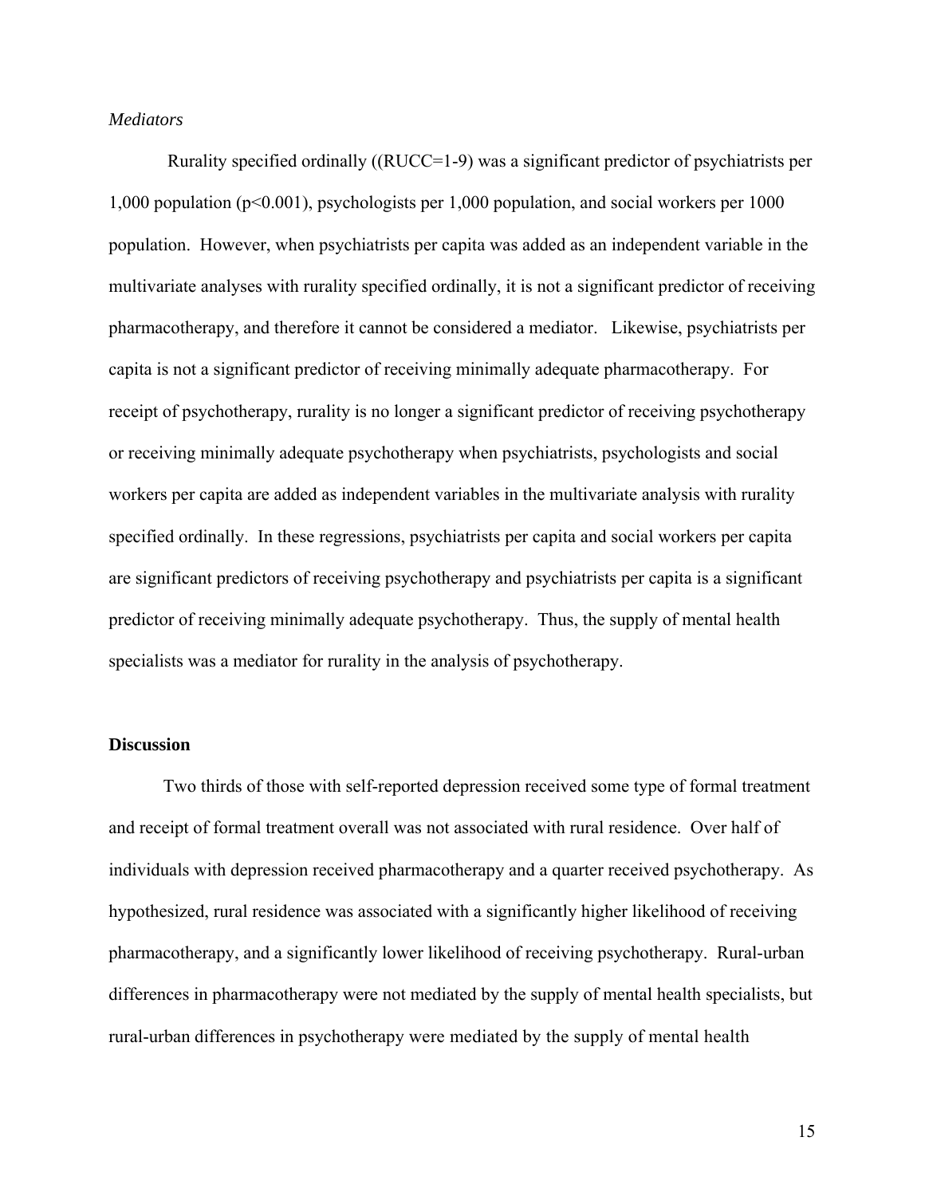*Mediators*

Rurality specified ordinally ((RUCC=1-9) was a significant predictor of psychiatrists per 1,000 population ($p<0.001$), psychologists per 1,000 population, and social workers per 1000 population. However, when psychiatrists per capita was added as an independent variable in the multivariate analyses with rurality specified ordinally, it is not a significant predictor of receiving pharmacotherapy, and therefore it cannot be considered a mediator. Likewise, psychiatrists per capita is not a significant predictor of receiving minimally adequate pharmacotherapy. For receipt of psychotherapy, rurality is no longer a significant predictor of receiving psychotherapy or receiving minimally adequate psychotherapy when psychiatrists, psychologists and social workers per capita are added as independent variables in the multivariate analysis with rurality specified ordinally. In these regressions, psychiatrists per capita and social workers per capita are significant predictors of receiving psychotherapy and psychiatrists per capita is a significant predictor of receiving minimally adequate psychotherapy. Thus, the supply of mental health specialists was a mediator for rurality in the analysis of psychotherapy.

**Discussion**

Two thirds of those with self-reported depression received some type of formal treatment and receipt of formal treatment overall was not associated with rural residence. Over half of individuals with depression received pharmacotherapy and a quarter received psychotherapy. As hypothesized, rural residence was associated with a significantly higher likelihood of receiving pharmacotherapy, and a significantly lower likelihood of receiving psychotherapy. Rural-urban differences in pharmacotherapy were not mediated by the supply of mental health specialists, but rural-urban differences in psychotherapy were mediated by the supply of mental health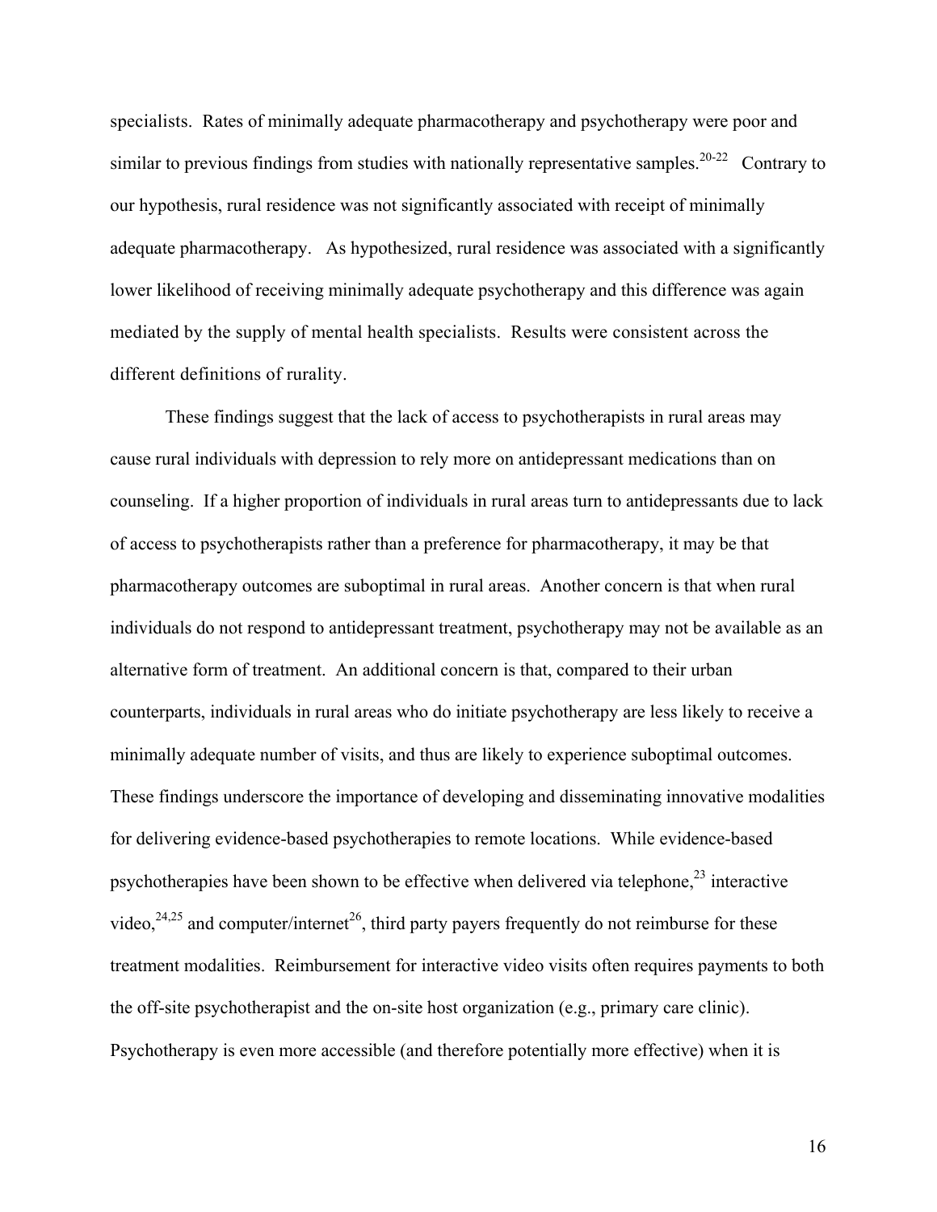specialists. Rates of minimally adequate pharmacotherapy and psychotherapy were poor and similar to previous findings from studies with nationally representative samples.[20-22] Contrary to our hypothesis, rural residence was not significantly associated with receipt of minimally adequate pharmacotherapy. As hypothesized, rural residence was associated with a significantly lower likelihood of receiving minimally adequate psychotherapy and this difference was again mediated by the supply of mental health specialists. Results were consistent across the different definitions of rurality.

These findings suggest that the lack of access to psychotherapists in rural areas may cause rural individuals with depression to rely more on antidepressant medications than on counseling. If a higher proportion of individuals in rural areas turn to antidepressants due to lack of access to psychotherapists rather than a preference for pharmacotherapy, it may be that pharmacotherapy outcomes are suboptimal in rural areas. Another concern is that when rural individuals do not respond to antidepressant treatment, psychotherapy may not be available as an alternative form of treatment. An additional concern is that, compared to their urban counterparts, individuals in rural areas who do initiate psychotherapy are less likely to receive a minimally adequate number of visits, and thus are likely to experience suboptimal outcomes. These findings underscore the importance of developing and disseminating innovative modalities for delivering evidence-based psychotherapies to remote locations. While evidence-based psychotherapies have been shown to be effective when delivered via telephone,[23] interactive video,[24,25] and computer/internet[26], third party payers frequently do not reimburse for these treatment modalities. Reimbursement for interactive video visits often requires payments to both the off-site psychotherapist and the on-site host organization (e.g., primary care clinic). Psychotherapy is even more accessible (and therefore potentially more effective) when it is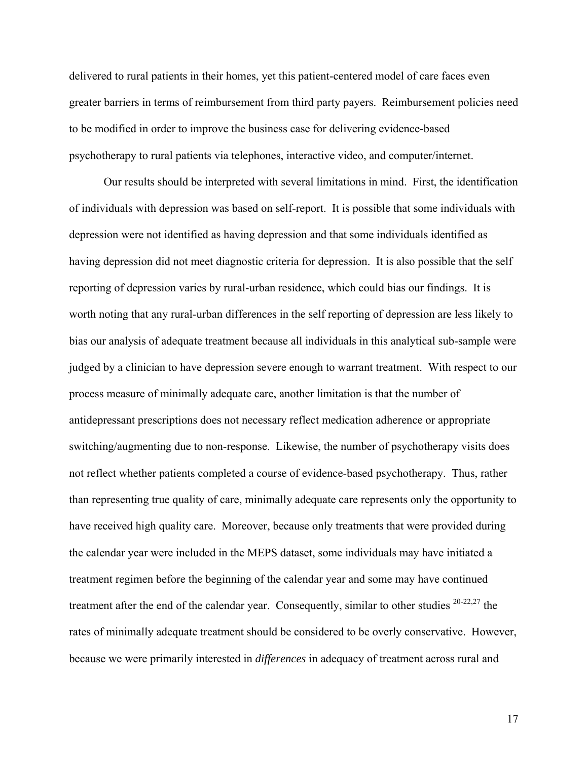delivered to rural patients in their homes, yet this patient-centered model of care faces even greater barriers in terms of reimbursement from third party payers. Reimbursement policies need to be modified in order to improve the business case for delivering evidence-based psychotherapy to rural patients via telephones, interactive video, and computer/internet.

Our results should be interpreted with several limitations in mind. First, the identification of individuals with depression was based on self-report. It is possible that some individuals with depression were not identified as having depression and that some individuals identified as having depression did not meet diagnostic criteria for depression. It is also possible that the self reporting of depression varies by rural-urban residence, which could bias our findings. It is worth noting that any rural-urban differences in the self reporting of depression are less likely to bias our analysis of adequate treatment because all individuals in this analytical sub-sample were judged by a clinician to have depression severe enough to warrant treatment. With respect to our process measure of minimally adequate care, another limitation is that the number of antidepressant prescriptions does not necessary reflect medication adherence or appropriate switching/augmenting due to non-response. Likewise, the number of psychotherapy visits does not reflect whether patients completed a course of evidence-based psychotherapy. Thus, rather than representing true quality of care, minimally adequate care represents only the opportunity to have received high quality care. Moreover, because only treatments that were provided during the calendar year were included in the MEPS dataset, some individuals may have initiated a treatment regimen before the beginning of the calendar year and some may have continued treatment after the end of the calendar year. Consequently, similar to other studies [20-22,27] the rates of minimally adequate treatment should be considered to be overly conservative. However, because we were primarily interested in *differences* in adequacy of treatment across rural and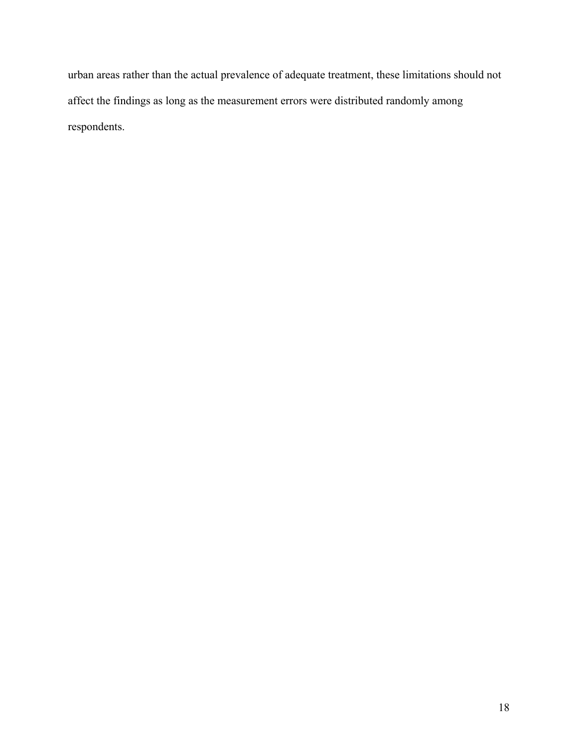urban areas rather than the actual prevalence of adequate treatment, these limitations should not affect the findings as long as the measurement errors were distributed randomly among respondents.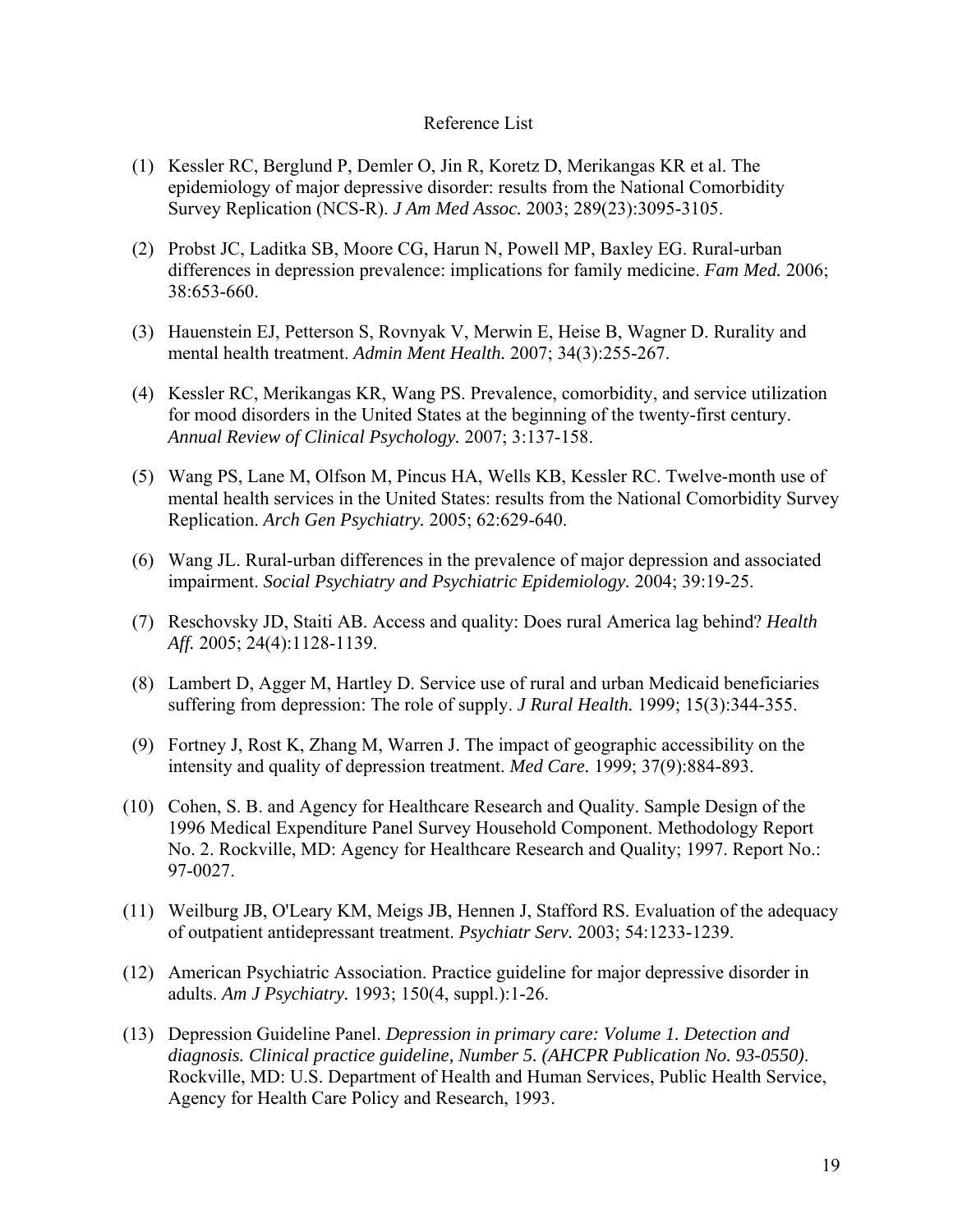Reference List

(1) Kessler RC, Berglund P, Demler O, Jin R, Koretz D, Merikangas KR et al. The epidemiology of major depressive disorder: results from the National Comorbidity Survey Replication (NCS-R). *J Am Med Assoc.* 2003; 289(23):3095-3105.

(2) Probst JC, Laditka SB, Moore CG, Harun N, Powell MP, Baxley EG. Rural-urban differences in depression prevalence: implications for family medicine. *Fam Med.* 2006; 38:653-660.

(3) Hauenstein EJ, Petterson S, Rovnyak V, Merwin E, Heise B, Wagner D. Rurality and mental health treatment. *Admin Ment Health.* 2007; 34(3):255-267.

(4) Kessler RC, Merikangas KR, Wang PS. Prevalence, comorbidity, and service utilization for mood disorders in the United States at the beginning of the twenty-first century. *Annual Review of Clinical Psychology.* 2007; 3:137-158.

(5) Wang PS, Lane M, Olfson M, Pincus HA, Wells KB, Kessler RC. Twelve-month use of mental health services in the United States: results from the National Comorbidity Survey Replication. *Arch Gen Psychiatry.* 2005; 62:629-640.

(6) Wang JL. Rural-urban differences in the prevalence of major depression and associated impairment. *Social Psychiatry and Psychiatric Epidemiology.* 2004; 39:19-25.

(7) Reschovsky JD, Staiti AB. Access and quality: Does rural America lag behind? *Health Aff.* 2005; 24(4):1128-1139.

(8) Lambert D, Agger M, Hartley D. Service use of rural and urban Medicaid beneficiaries suffering from depression: The role of supply. *J Rural Health.* 1999; 15(3):344-355.

(9) Fortney J, Rost K, Zhang M, Warren J. The impact of geographic accessibility on the intensity and quality of depression treatment. *Med Care.* 1999; 37(9):884-893.

(10) Cohen, S. B. and Agency for Healthcare Research and Quality. Sample Design of the 1996 Medical Expenditure Panel Survey Household Component. Methodology Report No. 2. Rockville, MD: Agency for Healthcare Research and Quality; 1997. Report No.: 97-0027.

(11) Weilburg JB, O'Leary KM, Meigs JB, Hennen J, Stafford RS. Evaluation of the adequacy of outpatient antidepressant treatment. *Psychiatr Serv.* 2003; 54:1233-1239.

(12) American Psychiatric Association. Practice guideline for major depressive disorder in adults. *Am J Psychiatry.* 1993; 150(4, suppl.):1-26.

(13) Depression Guideline Panel. *Depression in primary care: Volume 1. Detection and diagnosis. Clinical practice guideline, Number 5. (AHCPR Publication No. 93-0550).* Rockville, MD: U.S. Department of Health and Human Services, Public Health Service, Agency for Health Care Policy and Research, 1993.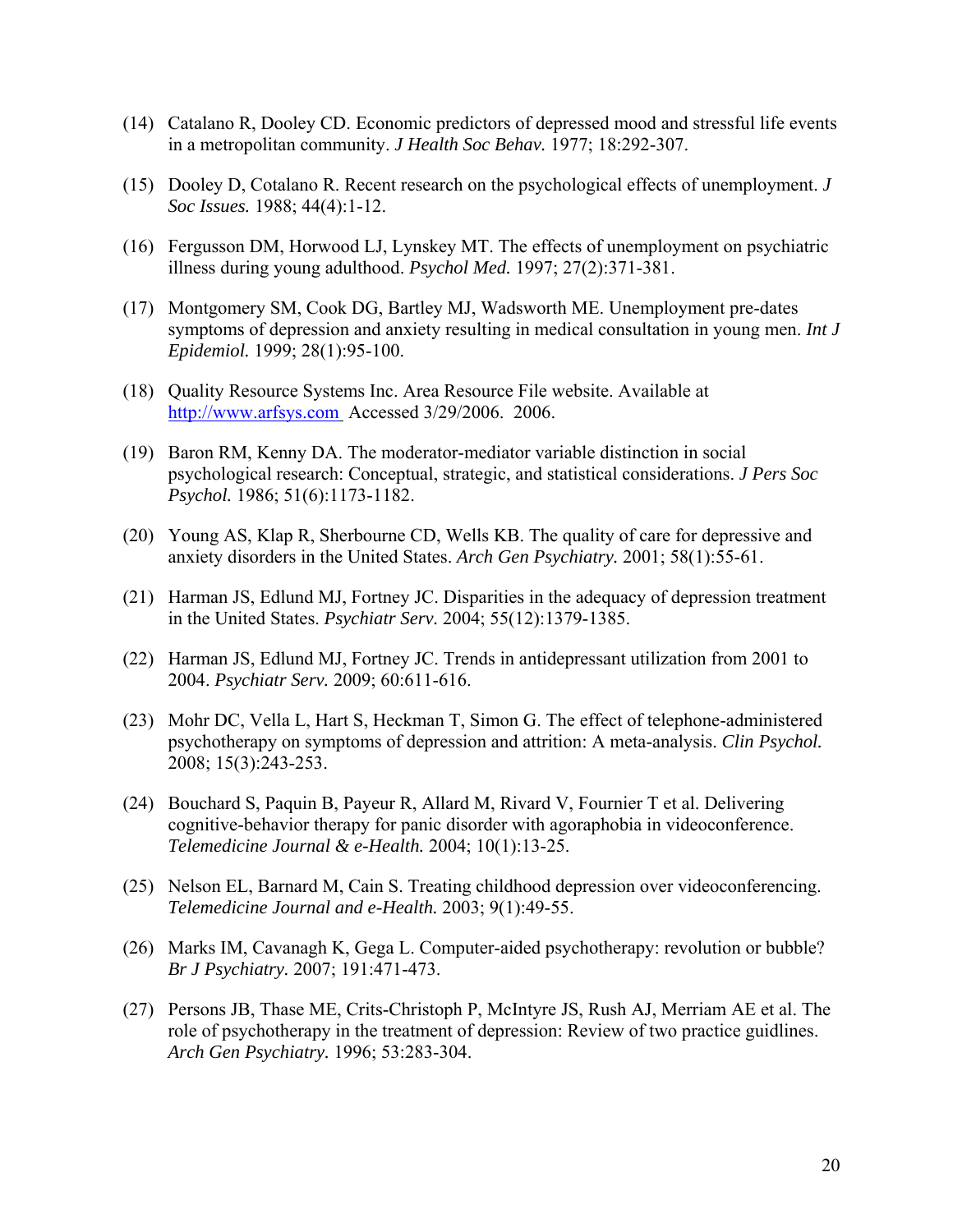(14) Catalano R, Dooley CD. Economic predictors of depressed mood and stressful life events in a metropolitan community. *J Health Soc Behav.* 1977; 18:292-307.

(15) Dooley D, Cotalano R. Recent research on the psychological effects of unemployment. *J Soc Issues.* 1988; 44(4):1-12.

(16) Fergusson DM, Horwood LJ, Lynskey MT. The effects of unemployment on psychiatric illness during young adulthood. *Psychol Med.* 1997; 27(2):371-381.

(17) Montgomery SM, Cook DG, Bartley MJ, Wadsworth ME. Unemployment pre-dates symptoms of depression and anxiety resulting in medical consultation in young men. *Int J Epidemiol.* 1999; 28(1):95-100.

(18) Quality Resource Systems Inc. Area Resource File website. Available at http://www.arfsys.com Accessed 3/29/2006. 2006.

(19) Baron RM, Kenny DA. The moderator-mediator variable distinction in social psychological research: Conceptual, strategic, and statistical considerations. *J Pers Soc Psychol.* 1986; 51(6):1173-1182.

(20) Young AS, Klap R, Sherbourne CD, Wells KB. The quality of care for depressive and anxiety disorders in the United States. *Arch Gen Psychiatry.* 2001; 58(1):55-61.

(21) Harman JS, Edlund MJ, Fortney JC. Disparities in the adequacy of depression treatment in the United States. *Psychiatr Serv.* 2004; 55(12):1379-1385.

(22) Harman JS, Edlund MJ, Fortney JC. Trends in antidepressant utilization from 2001 to 2004. *Psychiatr Serv.* 2009; 60:611-616.

(23) Mohr DC, Vella L, Hart S, Heckman T, Simon G. The effect of telephone-administered psychotherapy on symptoms of depression and attrition: A meta-analysis. *Clin Psychol.* 2008; 15(3):243-253.

(24) Bouchard S, Paquin B, Payeur R, Allard M, Rivard V, Fournier T et al. Delivering cognitive-behavior therapy for panic disorder with agoraphobia in videoconference. *Telemedicine Journal & e-Health.* 2004; 10(1):13-25.

(25) Nelson EL, Barnard M, Cain S. Treating childhood depression over videoconferencing. *Telemedicine Journal and e-Health.* 2003; 9(1):49-55.

(26) Marks IM, Cavanagh K, Gega L. Computer-aided psychotherapy: revolution or bubble? *Br J Psychiatry.* 2007; 191:471-473.

(27) Persons JB, Thase ME, Crits-Christoph P, McIntyre JS, Rush AJ, Merriam AE et al. The role of psychotherapy in the treatment of depression: Review of two practice guidlines. *Arch Gen Psychiatry.* 1996; 53:283-304.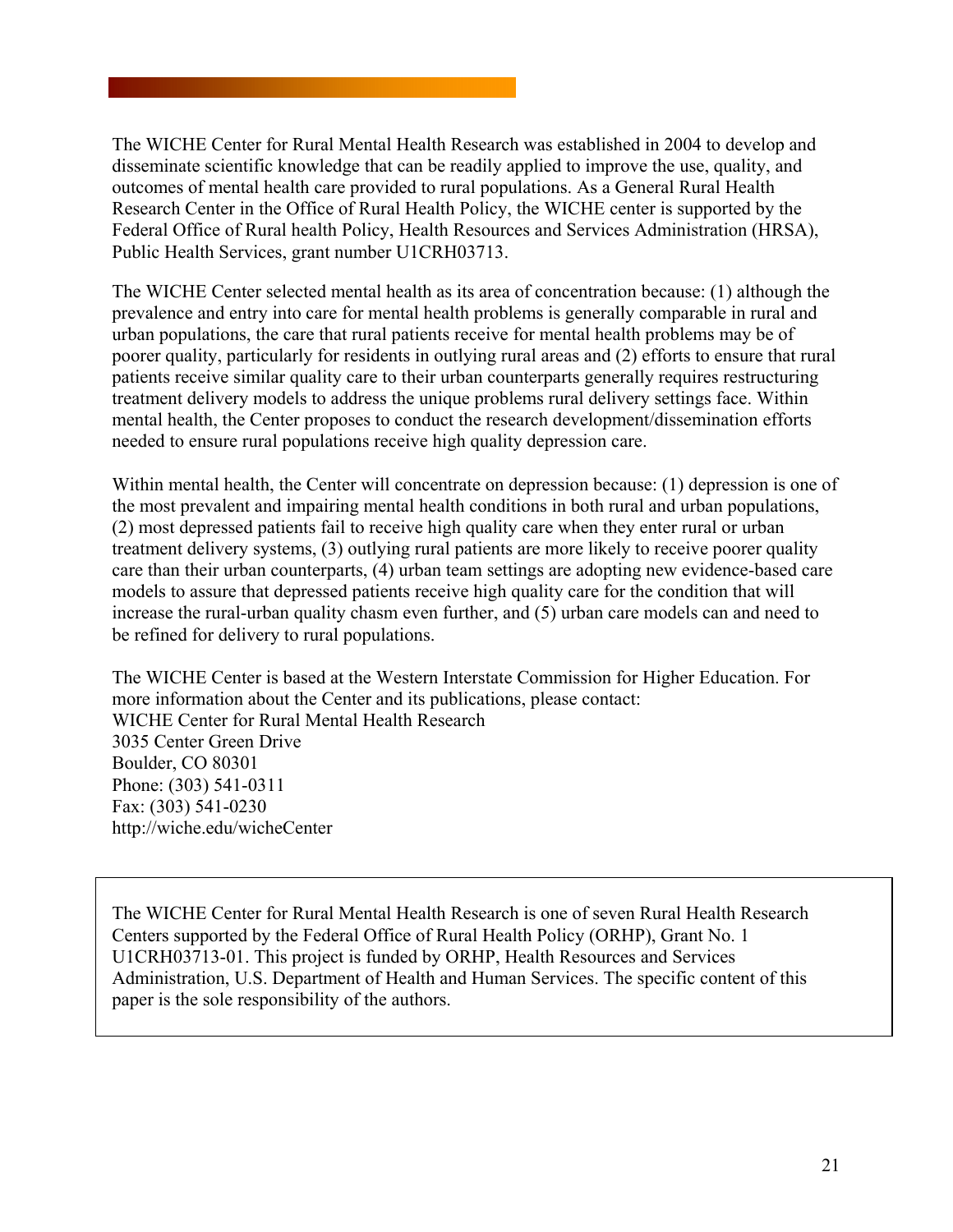The WICHE Center for Rural Mental Health Research was established in 2004 to develop and disseminate scientific knowledge that can be readily applied to improve the use, quality, and outcomes of mental health care provided to rural populations. As a General Rural Health Research Center in the Office of Rural Health Policy, the WICHE center is supported by the Federal Office of Rural health Policy, Health Resources and Services Administration (HRSA), Public Health Services, grant number U1CRH03713.

The WICHE Center selected mental health as its area of concentration because: (1) although the prevalence and entry into care for mental health problems is generally comparable in rural and urban populations, the care that rural patients receive for mental health problems may be of poorer quality, particularly for residents in outlying rural areas and (2) efforts to ensure that rural patients receive similar quality care to their urban counterparts generally requires restructuring treatment delivery models to address the unique problems rural delivery settings face. Within mental health, the Center proposes to conduct the research development/dissemination efforts needed to ensure rural populations receive high quality depression care.

Within mental health, the Center will concentrate on depression because: (1) depression is one of the most prevalent and impairing mental health conditions in both rural and urban populations, (2) most depressed patients fail to receive high quality care when they enter rural or urban treatment delivery systems, (3) outlying rural patients are more likely to receive poorer quality care than their urban counterparts, (4) urban team settings are adopting new evidence-based care models to assure that depressed patients receive high quality care for the condition that will increase the rural-urban quality chasm even further, and (5) urban care models can and need to be refined for delivery to rural populations.

The WICHE Center is based at the Western Interstate Commission for Higher Education. For more information about the Center and its publications, please contact:
WICHE Center for Rural Mental Health Research
3035 Center Green Drive
Boulder, CO 80301
Phone: (303) 541-0311
Fax: (303) 541-0230
http://wiche.edu/wicheCenter

The WICHE Center for Rural Mental Health Research is one of seven Rural Health Research Centers supported by the Federal Office of Rural Health Policy (ORHP), Grant No. 1 U1CRH03713-01. This project is funded by ORHP, Health Resources and Services Administration, U.S. Department of Health and Human Services. The specific content of this paper is the sole responsibility of the authors.